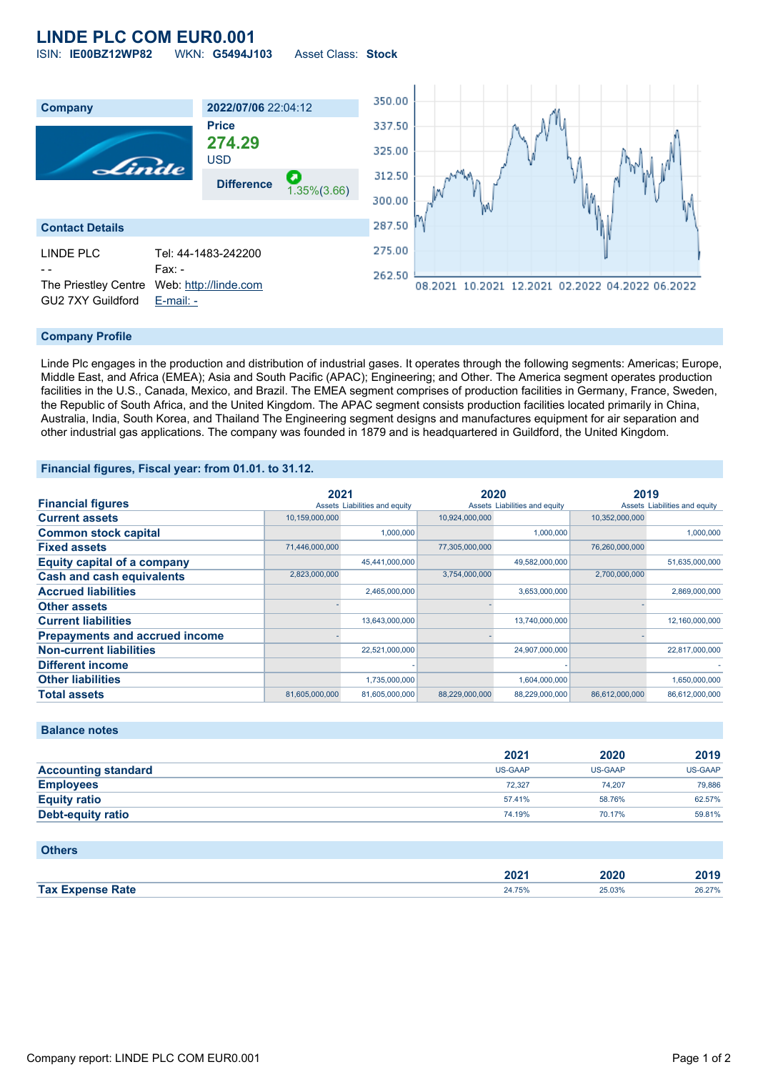# LINDE PLC COM EUR0.001

ISIN: **IE00BZ12WP82** WKN: **G5494J103** Asset Class: **Stock**

| Company | 2022/07/06 22:04:12 |
|---|---|
| | **Price** |
| | **274.29** |
| | USD |
| | **Difference** 1.35%(3.66) |

## Contact Details

| | |
|---|---|
| LINDE PLC | Tel: 44-1483-242200 |
| - - | Fax: - |
| The Priestley Centre | Web: http://linde.com |
| GU2 7XY Guildford | E-mail: - |

## Company Profile

Linde Plc engages in the production and distribution of industrial gases. It operates through the following segments: Americas; Europe, Middle East, and Africa (EMEA); Asia and South Pacific (APAC); Engineering; and Other. The America segment operates production facilities in the U.S., Canada, Mexico, and Brazil. The EMEA segment comprises of production facilities in Germany, France, Sweden, the Republic of South Africa, and the United Kingdom. The APAC segment consists production facilities located primarily in China, Australia, India, South Korea, and Thailand The Engineering segment designs and manufactures equipment for air separation and other industrial gas applications. The company was founded in 1879 and is headquartered in Guildford, the United Kingdom.

## Financial figures, Fiscal year: from 01.01. to 31.12.

| Financial figures | 2021 | | 2020 | | 2019 | |
|---|---|---|---|---|---|---|
| | Assets | Liabilities and equity | Assets | Liabilities and equity | Assets | Liabilities and equity |
| **Current assets** | 10,159,000,000 | | 10,924,000,000 | | 10,352,000,000 | |
| **Common stock capital** | | 1,000,000 | | 1,000,000 | | 1,000,000 |
| **Fixed assets** | 71,446,000,000 | | 77,305,000,000 | | 76,260,000,000 | |
| **Equity capital of a company** | | 45,441,000,000 | | 49,582,000,000 | | 51,635,000,000 |
| **Cash and cash equivalents** | 2,823,000,000 | | 3,754,000,000 | | 2,700,000,000 | |
| **Accrued liabilities** | | 2,465,000,000 | | 3,653,000,000 | | 2,869,000,000 |
| **Other assets** | - | | - | | - | |
| **Current liabilities** | | 13,643,000,000 | | 13,740,000,000 | | 12,160,000,000 |
| **Prepayments and accrued income** | - | | - | | - | |
| **Non-current liabilities** | | 22,521,000,000 | | 24,907,000,000 | | 22,817,000,000 |
| **Different income** | | - | | - | | - |
| **Other liabilities** | | 1,735,000,000 | | 1,604,000,000 | | 1,650,000,000 |
| **Total assets** | 81,605,000,000 | 81,605,000,000 | 88,229,000,000 | 88,229,000,000 | 86,612,000,000 | 86,612,000,000 |

## Balance notes

| | 2021 | 2020 | 2019 |
|---|---|---|---|
| **Accounting standard** | US-GAAP | US-GAAP | US-GAAP |
| **Employees** | 72,327 | 74,207 | 79,886 |
| **Equity ratio** | 57.41% | 58.76% | 62.57% |
| **Debt-equity ratio** | 74.19% | 70.17% | 59.81% |

## Others

| | 2021 | 2020 | 2019 |
|---|---|---|---|
| **Tax Expense Rate** | 24.75% | 25.03% | 26.27% |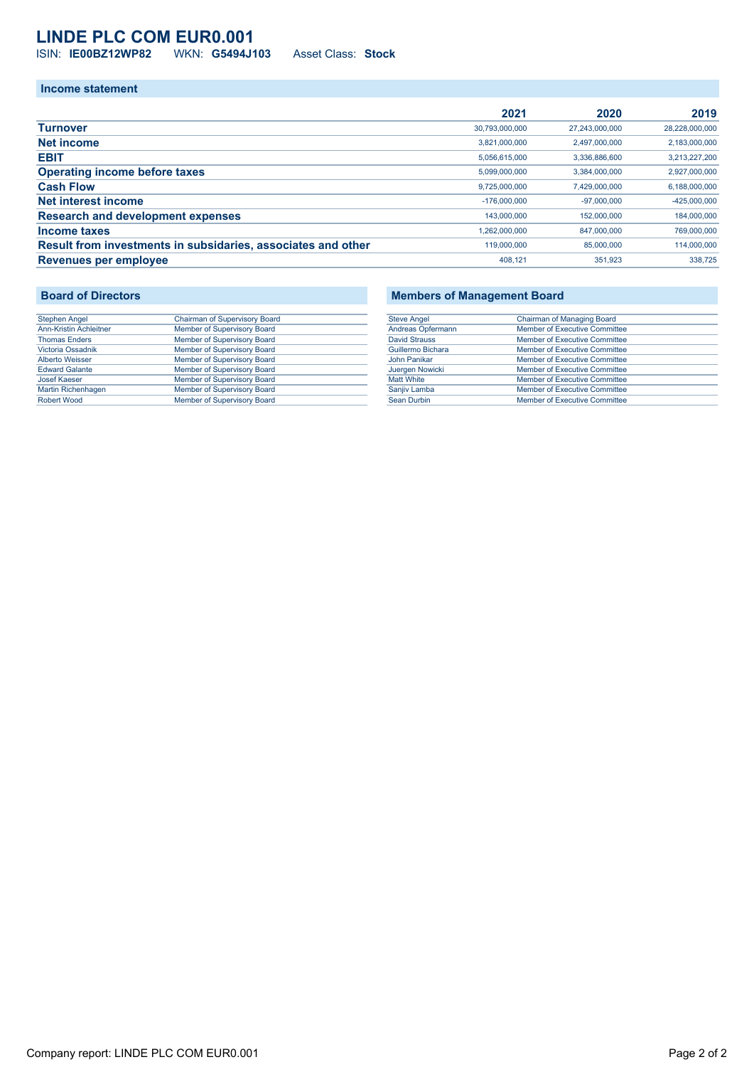# LINDE PLC COM EUR0.001

ISIN: **IE00BZ12WP82** WKN: **G5494J103** Asset Class: **Stock**

## Income statement

| | 2021 | 2020 | 2019 |
|---|---|---|---|
| **Turnover** | 30,793,000,000 | 27,243,000,000 | 28,228,000,000 |
| **Net income** | 3,821,000,000 | 2,497,000,000 | 2,183,000,000 |
| **EBIT** | 5,056,615,000 | 3,336,886,600 | 3,213,227,200 |
| **Operating income before taxes** | 5,099,000,000 | 3,384,000,000 | 2,927,000,000 |
| **Cash Flow** | 9,725,000,000 | 7,429,000,000 | 6,188,000,000 |
| **Net interest income** | -176,000,000 | -97,000,000 | -425,000,000 |
| **Research and development expenses** | 143,000,000 | 152,000,000 | 184,000,000 |
| **Income taxes** | 1,262,000,000 | 847,000,000 | 769,000,000 |
| **Result from investments in subsidaries, associates and other** | 119,000,000 | 85,000,000 | 114,000,000 |
| **Revenues per employee** | 408,121 | 351,923 | 338,725 |

## Board of Directors

| | |
|---|---|
| Stephen Angel | Chairman of Supervisory Board |
| Ann-Kristin Achleitner | Member of Supervisory Board |
| Thomas Enders | Member of Supervisory Board |
| Victoria Ossadnik | Member of Supervisory Board |
| Alberto Weisser | Member of Supervisory Board |
| Edward Galante | Member of Supervisory Board |
| Josef Kaeser | Member of Supervisory Board |
| Martin Richenhagen | Member of Supervisory Board |
| Robert Wood | Member of Supervisory Board |

## Members of Management Board

| | |
|---|---|
| Steve Angel | Chairman of Managing Board |
| Andreas Opfermann | Member of Executive Committee |
| David Strauss | Member of Executive Committee |
| Guillermo Bichara | Member of Executive Committee |
| John Panikar | Member of Executive Committee |
| Juergen Nowicki | Member of Executive Committee |
| Matt White | Member of Executive Committee |
| Sanjiv Lamba | Member of Executive Committee |
| Sean Durbin | Member of Executive Committee |